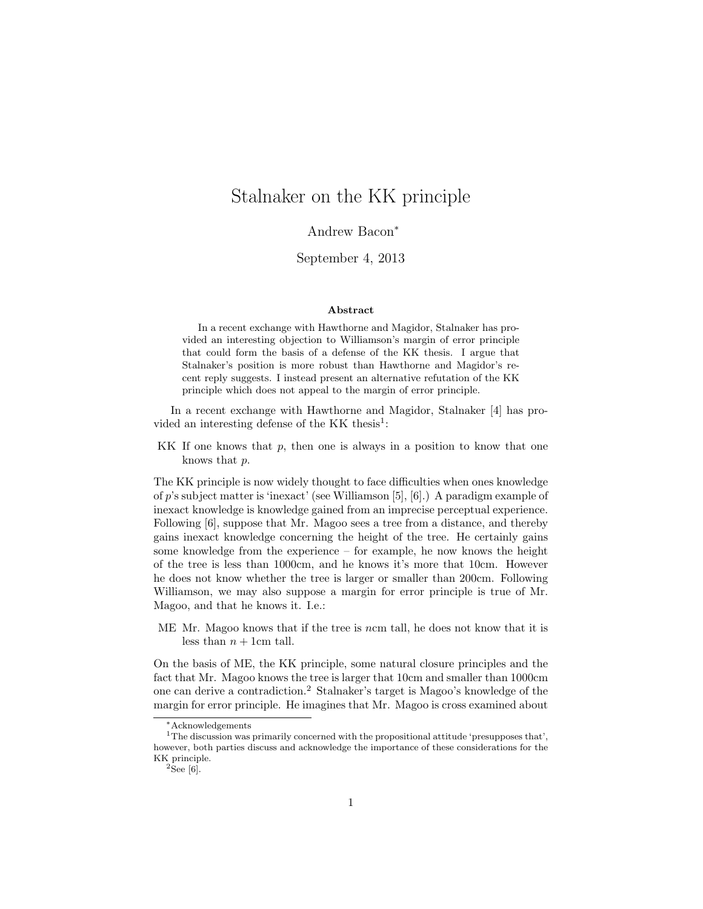# Stalnaker on the KK principle

Andrew Bacon*

September 4, 2013

### Abstract

In a recent exchange with Hawthorne and Magidor, Stalnaker has provided an interesting objection to Williamson's margin of error principle that could form the basis of a defense of the KK thesis. I argue that Stalnaker's position is more robust than Hawthorne and Magidor's recent reply suggests. I instead present an alternative refutation of the KK principle which does not appeal to the margin of error principle.

In a recent exchange with Hawthorne and Magidor, Stalnaker [4] has provided an interesting defense of the KK thesis[1]:

KK If one knows that $p$, then one is always in a position to know that one knows that $p$.

The KK principle is now widely thought to face difficulties when ones knowledge of $p$'s subject matter is 'inexact' (see Williamson [5], [6].) A paradigm example of inexact knowledge is knowledge gained from an imprecise perceptual experience. Following [6], suppose that Mr. Magoo sees a tree from a distance, and thereby gains inexact knowledge concerning the height of the tree. He certainly gains some knowledge from the experience – for example, he now knows the height of the tree is less than 1000cm, and he knows it's more that 10cm. However he does not know whether the tree is larger or smaller than 200cm. Following Williamson, we may also suppose a margin for error principle is true of Mr. Magoo, and that he knows it. I.e.:

ME Mr. Magoo knows that if the tree is $n$cm tall, he does not know that it is less than $n + 1$cm tall.

On the basis of ME, the KK principle, some natural closure principles and the fact that Mr. Magoo knows the tree is larger that 10cm and smaller than 1000cm one can derive a contradiction.[2] Stalnaker's target is Magoo's knowledge of the margin for error principle. He imagines that Mr. Magoo is cross examined about

---

*Acknowledgements

[1]The discussion was primarily concerned with the propositional attitude 'presupposes that', however, both parties discuss and acknowledge the importance of these considerations for the KK principle.

[2]See [6].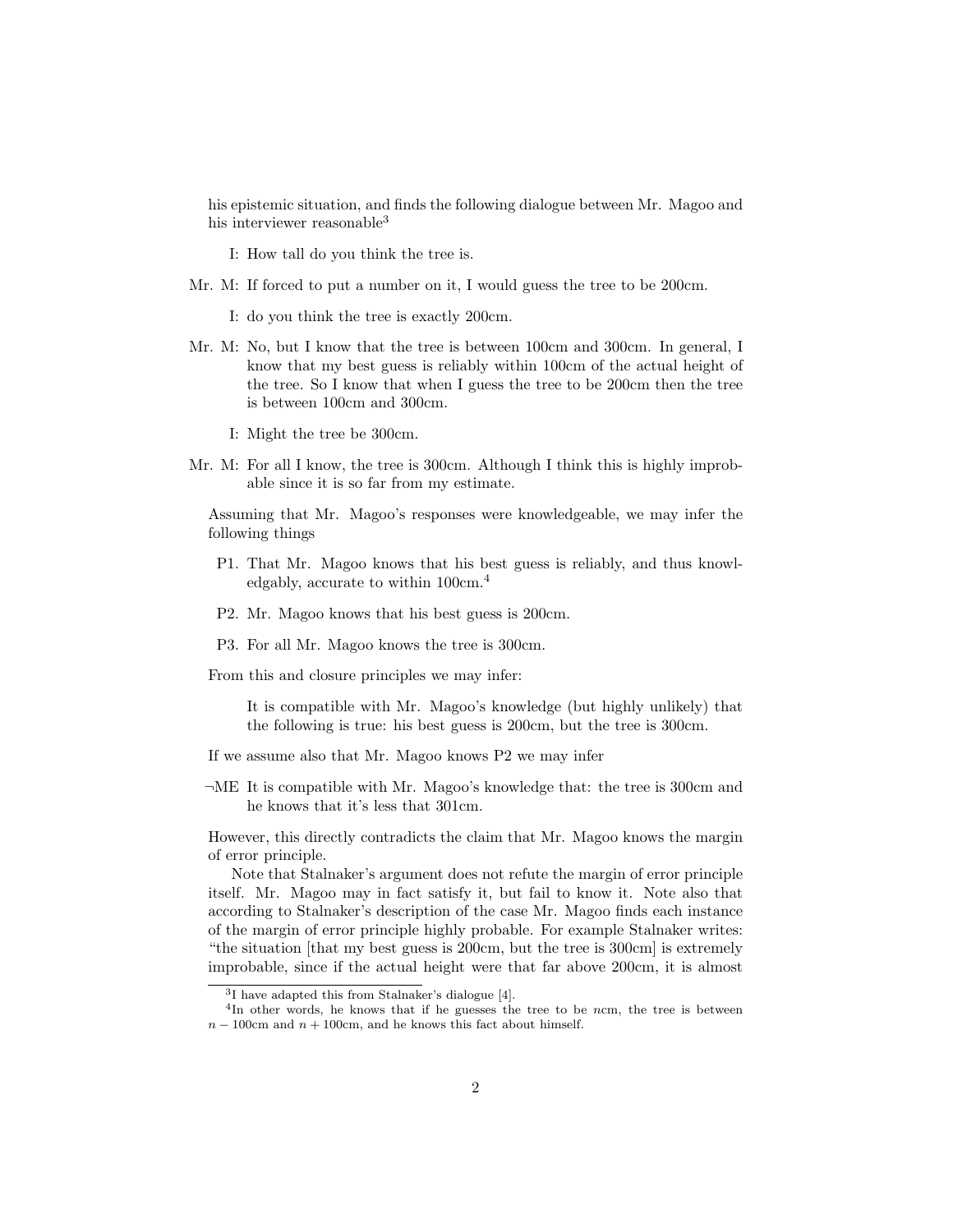his epistemic situation, and finds the following dialogue between Mr. Magoo and his interviewer reasonable[3]

> I: How tall do you think the tree is.
>
> Mr. M: If forced to put a number on it, I would guess the tree to be 200cm.
>
> I: do you think the tree is exactly 200cm.
>
> Mr. M: No, but I know that the tree is between 100cm and 300cm. In general, I know that my best guess is reliably within 100cm of the actual height of the tree. So I know that when I guess the tree to be 200cm then the tree is between 100cm and 300cm.
>
> I: Might the tree be 300cm.
>
> Mr. M: For all I know, the tree is 300cm. Although I think this is highly improbable since it is so far from my estimate.

Assuming that Mr. Magoo's responses were knowledgeable, we may infer the following things

- P1. That Mr. Magoo knows that his best guess is reliably, and thus knowledgably, accurate to within 100cm.[4]
- P2. Mr. Magoo knows that his best guess is 200cm.
- P3. For all Mr. Magoo knows the tree is 300cm.

From this and closure principles we may infer:

> It is compatible with Mr. Magoo's knowledge (but highly unlikely) that the following is true: his best guess is 200cm, but the tree is 300cm.

If we assume also that Mr. Magoo knows P2 we may infer

- $\neg$ME It is compatible with Mr. Magoo's knowledge that: the tree is 300cm and he knows that it's less that 301cm.

However, this directly contradicts the claim that Mr. Magoo knows the margin of error principle.

Note that Stalnaker's argument does not refute the margin of error principle itself. Mr. Magoo may in fact satisfy it, but fail to know it. Note also that according to Stalnaker's description of the case Mr. Magoo finds each instance of the margin of error principle highly probable. For example Stalnaker writes: "the situation [that my best guess is 200cm, but the tree is 300cm] is extremely improbable, since if the actual height were that far above 200cm, it is almost

---

[3] I have adapted this from Stalnaker's dialogue [4].

[4] In other words, he knows that if he guesses the tree to be $n$cm, the tree is between $n - 100$cm and $n + 100$cm, and he knows this fact about himself.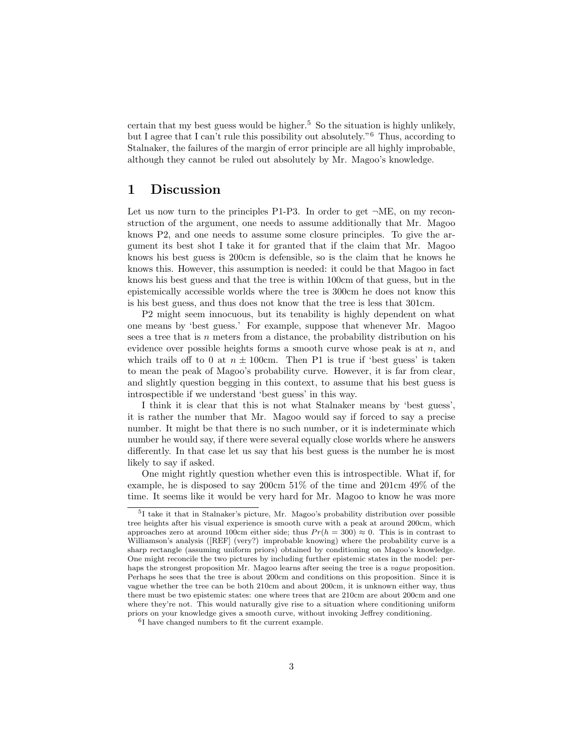certain that my best guess would be higher.[5] So the situation is highly unlikely, but I agree that I can't rule this possibility out absolutely."[6] Thus, according to Stalnaker, the failures of the margin of error principle are all highly improbable, although they cannot be ruled out absolutely by Mr. Magoo's knowledge.

# 1 Discussion

Let us now turn to the principles P1-P3. In order to get ¬ME, on my reconstruction of the argument, one needs to assume additionally that Mr. Magoo knows P2, and one needs to assume some closure principles. To give the argument its best shot I take it for granted that if the claim that Mr. Magoo knows his best guess is 200cm is defensible, so is the claim that he knows he knows this. However, this assumption is needed: it could be that Magoo in fact knows his best guess and that the tree is within 100cm of that guess, but in the epistemically accessible worlds where the tree is 300cm he does not know this is his best guess, and thus does not know that the tree is less that 301cm.

P2 might seem innocuous, but its tenability is highly dependent on what one means by 'best guess.' For example, suppose that whenever Mr. Magoo sees a tree that is $n$ meters from a distance, the probability distribution on his evidence over possible heights forms a smooth curve whose peak is at $n$, and which trails off to 0 at $n \pm 100$cm. Then P1 is true if 'best guess' is taken to mean the peak of Magoo's probability curve. However, it is far from clear, and slightly question begging in this context, to assume that his best guess is introspectible if we understand 'best guess' in this way.

I think it is clear that this is not what Stalnaker means by 'best guess', it is rather the number that Mr. Magoo would say if forced to say a precise number. It might be that there is no such number, or it is indeterminate which number he would say, if there were several equally close worlds where he answers differently. In that case let us say that his best guess is the number he is most likely to say if asked.

One might rightly question whether even this is introspectible. What if, for example, he is disposed to say 200cm 51% of the time and 201cm 49% of the time. It seems like it would be very hard for Mr. Magoo to know he was more

[5] I take it that in Stalnaker's picture, Mr. Magoo's probability distribution over possible tree heights after his visual experience is smooth curve with a peak at around 200cm, which approaches zero at around 100cm either side; thus $Pr(h = 300) \approx 0$. This is in contrast to Williamson's analysis ([REF] (very?) improbable knowing) where the probability curve is a sharp rectangle (assuming uniform priors) obtained by conditioning on Magoo's knowledge. One might reconcile the two pictures by including further epistemic states in the model: perhaps the strongest proposition Mr. Magoo learns after seeing the tree is a *vague* proposition. Perhaps he sees that the tree is about 200cm and conditions on this proposition. Since it is vague whether the tree can be both 210cm and about 200cm, it is unknown either way, thus there must be two epistemic states: one where trees that are 210cm are about 200cm and one where they're not. This would naturally give rise to a situation where conditioning uniform priors on your knowledge gives a smooth curve, without invoking Jeffrey conditioning.

[6] I have changed numbers to fit the current example.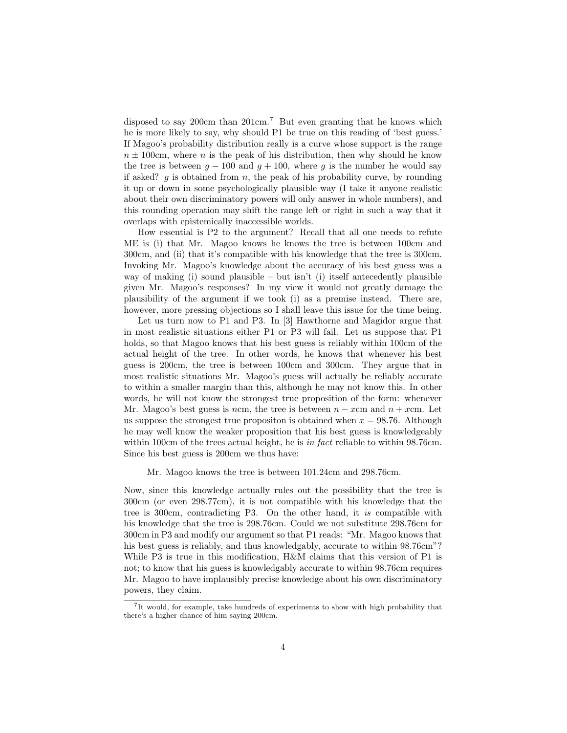disposed to say 200cm than 201cm.[7] But even granting that he knows which he is more likely to say, why should P1 be true on this reading of 'best guess.' If Magoo's probability distribution really is a curve whose support is the range $n \pm 100$cm, where $n$ is the peak of his distribution, then why should he know the tree is between $g - 100$ and $g + 100$, where $g$ is the number he would say if asked? $g$ is obtained from $n$, the peak of his probability curve, by rounding it up or down in some psychologically plausible way (I take it anyone realistic about their own discriminatory powers will only answer in whole numbers), and this rounding operation may shift the range left or right in such a way that it overlaps with epistemically inaccessible worlds.

How essential is P2 to the argument? Recall that all one needs to refute ME is (i) that Mr. Magoo knows he knows the tree is between 100cm and 300cm, and (ii) that it's compatible with his knowledge that the tree is 300cm. Invoking Mr. Magoo's knowledge about the accuracy of his best guess was a way of making (i) sound plausible – but isn't (i) itself antecedently plausible given Mr. Magoo's responses? In my view it would not greatly damage the plausibility of the argument if we took (i) as a premise instead. There are, however, more pressing objections so I shall leave this issue for the time being.

Let us turn now to P1 and P3. In [3] Hawthorne and Magidor argue that in most realistic situations either P1 or P3 will fail. Let us suppose that P1 holds, so that Magoo knows that his best guess is reliably within 100cm of the actual height of the tree. In other words, he knows that whenever his best guess is 200cm, the tree is between 100cm and 300cm. They argue that in most realistic situations Mr. Magoo's guess will actually be reliably accurate to within a smaller margin than this, although he may not know this. In other words, he will not know the strongest true proposition of the form: whenever Mr. Magoo's best guess is $n$cm, the tree is between $n - x$cm and $n + x$cm. Let us suppose the strongest true propositon is obtained when $x = 98.76$. Although he may well know the weaker proposition that his best guess is knowledgeably within 100cm of the trees actual height, he is *in fact* reliable to within 98.76cm. Since his best guess is 200cm we thus have:

> Mr. Magoo knows the tree is between 101.24cm and 298.76cm.

Now, since this knowledge actually rules out the possibility that the tree is 300cm (or even 298.77cm), it is not compatible with his knowledge that the tree is 300cm, contradicting P3. On the other hand, it *is* compatible with his knowledge that the tree is 298.76cm. Could we not substitute 298.76cm for 300cm in P3 and modify our argument so that P1 reads: "Mr. Magoo knows that his best guess is reliably, and thus knowledgably, accurate to within 98.76cm"? While P3 is true in this modification, H&M claims that this version of P1 is not; to know that his guess is knowledgably accurate to within 98.76cm requires Mr. Magoo to have implausibly precise knowledge about his own discriminatory powers, they claim.

---

[7] It would, for example, take hundreds of experiments to show with high probability that there's a higher chance of him saying 200cm.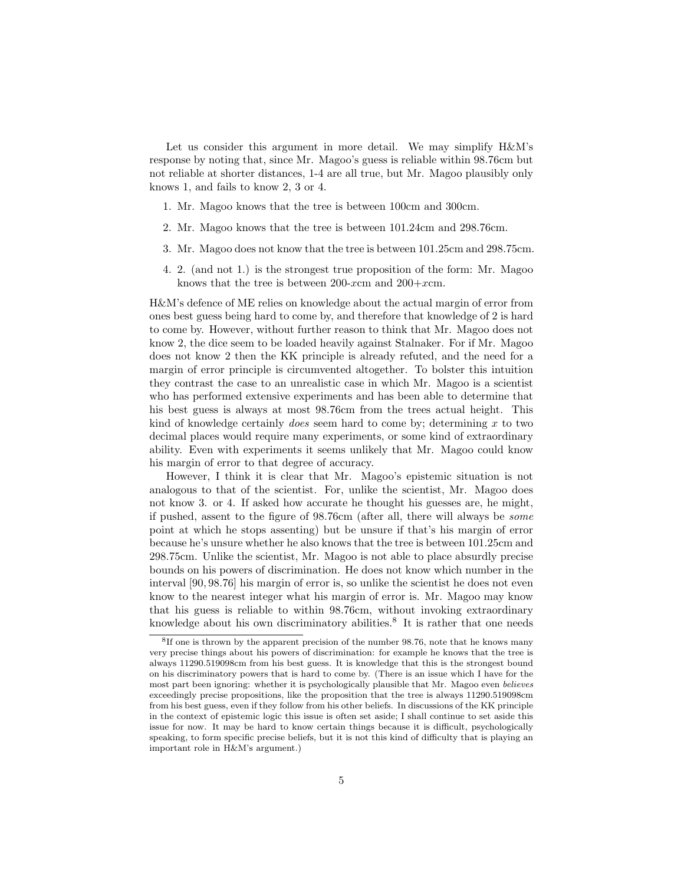Let us consider this argument in more detail. We may simplify H&M's response by noting that, since Mr. Magoo's guess is reliable within 98.76cm but not reliable at shorter distances, 1-4 are all true, but Mr. Magoo plausibly only knows 1, and fails to know 2, 3 or 4.

1. Mr. Magoo knows that the tree is between 100cm and 300cm.
2. Mr. Magoo knows that the tree is between 101.24cm and 298.76cm.
3. Mr. Magoo does not know that the tree is between 101.25cm and 298.75cm.
4. 2. (and not 1.) is the strongest true proposition of the form: Mr. Magoo knows that the tree is between 200-$x$cm and 200+$x$cm.

H&M's defence of ME relies on knowledge about the actual margin of error from ones best guess being hard to come by, and therefore that knowledge of 2 is hard to come by. However, without further reason to think that Mr. Magoo does not know 2, the dice seem to be loaded heavily against Stalnaker. For if Mr. Magoo does not know 2 then the KK principle is already refuted, and the need for a margin of error principle is circumvented altogether. To bolster this intuition they contrast the case to an unrealistic case in which Mr. Magoo is a scientist who has performed extensive experiments and has been able to determine that his best guess is always at most 98.76cm from the trees actual height. This kind of knowledge certainly *does* seem hard to come by; determining $x$ to two decimal places would require many experiments, or some kind of extraordinary ability. Even with experiments it seems unlikely that Mr. Magoo could know his margin of error to that degree of accuracy.

However, I think it is clear that Mr. Magoo's epistemic situation is not analogous to that of the scientist. For, unlike the scientist, Mr. Magoo does not know 3. or 4. If asked how accurate he thought his guesses are, he might, if pushed, assent to the figure of 98.76cm (after all, there will always be *some* point at which he stops assenting) but be unsure if that's his margin of error because he's unsure whether he also knows that the tree is between 101.25cm and 298.75cm. Unlike the scientist, Mr. Magoo is not able to place absurdly precise bounds on his powers of discrimination. He does not know which number in the interval $[90, 98.76]$ his margin of error is, so unlike the scientist he does not even know to the nearest integer what his margin of error is. Mr. Magoo may know that his guess is reliable to within 98.76cm, without invoking extraordinary knowledge about his own discriminatory abilities.[8] It is rather that one needs

[8] If one is thrown by the apparent precision of the number 98.76, note that he knows many very precise things about his powers of discrimination: for example he knows that the tree is always 11290.519098cm from his best guess. It is knowledge that this is the strongest bound on his discriminatory powers that is hard to come by. (There is an issue which I have for the most part been ignoring: whether it is psychologically plausible that Mr. Magoo even *believes* exceedingly precise propositions, like the proposition that the tree is always 11290.519098cm from his best guess, even if they follow from his other beliefs. In discussions of the KK principle in the context of epistemic logic this issue is often set aside; I shall continue to set aside this issue for now. It may be hard to know certain things because it is difficult, psychologically speaking, to form specific precise beliefs, but it is not this kind of difficulty that is playing an important role in H&M's argument.)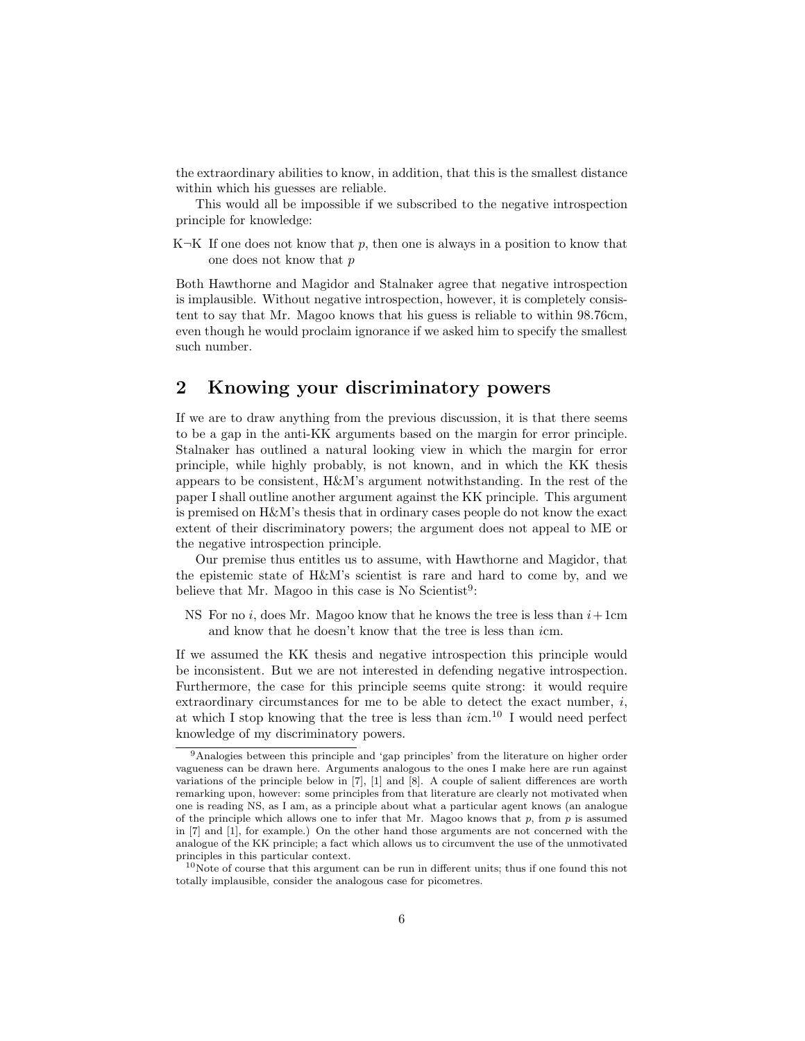the extraordinary abilities to know, in addition, that this is the smallest distance within which his guesses are reliable.

This would all be impossible if we subscribed to the negative introspection principle for knowledge:

K¬K If one does not know that $p$, then one is always in a position to know that one does not know that $p$

Both Hawthorne and Magidor and Stalnaker agree that negative introspection is implausible. Without negative introspection, however, it is completely consistent to say that Mr. Magoo knows that his guess is reliable to within 98.76cm, even though he would proclaim ignorance if we asked him to specify the smallest such number.

## 2 Knowing your discriminatory powers

If we are to draw anything from the previous discussion, it is that there seems to be a gap in the anti-KK arguments based on the margin for error principle. Stalnaker has outlined a natural looking view in which the margin for error principle, while highly probably, is not known, and in which the KK thesis appears to be consistent, H&M's argument notwithstanding. In the rest of the paper I shall outline another argument against the KK principle. This argument is premised on H&M's thesis that in ordinary cases people do not know the exact extent of their discriminatory powers; the argument does not appeal to ME or the negative introspection principle.

Our premise thus entitles us to assume, with Hawthorne and Magidor, that the epistemic state of H&M's scientist is rare and hard to come by, and we believe that Mr. Magoo in this case is No Scientist[9]:

NS For no $i$, does Mr. Magoo know that he knows the tree is less than $i+1$cm and know that he doesn't know that the tree is less than $i$cm.

If we assumed the KK thesis and negative introspection this principle would be inconsistent. But we are not interested in defending negative introspection. Furthermore, the case for this principle seems quite strong: it would require extraordinary circumstances for me to be able to detect the exact number, $i$, at which I stop knowing that the tree is less than $i$cm.[10] I would need perfect knowledge of my discriminatory powers.

[9]Analogies between this principle and 'gap principles' from the literature on higher order vagueness can be drawn here. Arguments analogous to the ones I make here are run against variations of the principle below in [7], [1] and [8]. A couple of salient differences are worth remarking upon, however: some principles from that literature are clearly not motivated when one is reading NS, as I am, as a principle about what a particular agent knows (an analogue of the principle which allows one to infer that Mr. Magoo knows that $p$, from $p$ is assumed in [7] and [1], for example.) On the other hand those arguments are not concerned with the analogue of the KK principle; a fact which allows us to circumvent the use of the unmotivated principles in this particular context.

[10]Note of course that this argument can be run in different units; thus if one found this not totally implausible, consider the analogous case for picometres.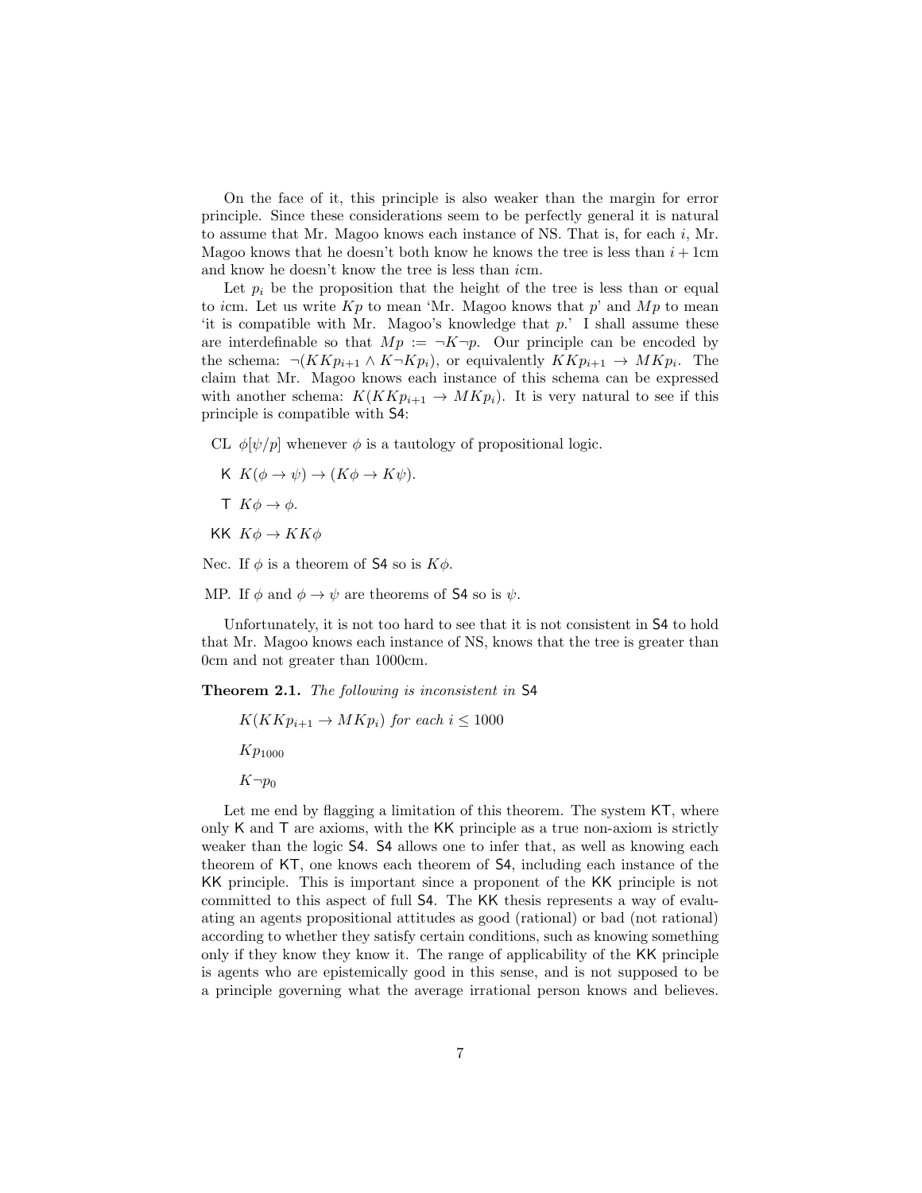On the face of it, this principle is also weaker than the margin for error principle. Since these considerations seem to be perfectly general it is natural to assume that Mr. Magoo knows each instance of NS. That is, for each $i$, Mr. Magoo knows that he doesn't both know he knows the tree is less than $i+1$cm and know he doesn't know the tree is less than $i$cm.

Let $p_i$ be the proposition that the height of the tree is less than or equal to $i$cm. Let us write $Kp$ to mean 'Mr. Magoo knows that $p$' and $Mp$ to mean 'it is compatible with Mr. Magoo's knowledge that $p$.' I shall assume these are interdefinable so that $Mp := \neg K \neg p$. Our principle can be encoded by the schema: $\neg(KKp_{i+1} \wedge K\neg Kp_i)$, or equivalently $KKp_{i+1} \rightarrow MKp_i$. The claim that Mr. Magoo knows each instance of this schema can be expressed with another schema: $K(KKp_{i+1} \rightarrow MKp_i)$. It is very natural to see if this principle is compatible with S4:

- CL $\phi[\psi/p]$ whenever $\phi$ is a tautology of propositional logic.
- K $K(\phi \rightarrow \psi) \rightarrow (K\phi \rightarrow K\psi)$.
- T $K\phi \rightarrow \phi$.
- KK $K\phi \rightarrow KK\phi$
- Nec. If $\phi$ is a theorem of S4 so is $K\phi$.
- MP. If $\phi$ and $\phi \rightarrow \psi$ are theorems of S4 so is $\psi$.

Unfortunately, it is not too hard to see that it is not consistent in S4 to hold that Mr. Magoo knows each instance of NS, knows that the tree is greater than 0cm and not greater than 1000cm.

**Theorem 2.1.** *The following is inconsistent in* S4

$K(KKp_{i+1} \rightarrow MKp_i)$ *for each* $i \leq 1000$

$Kp_{1000}$

$K\neg p_0$

Let me end by flagging a limitation of this theorem. The system KT, where only K and T are axioms, with the KK principle as a true non-axiom is strictly weaker than the logic S4. S4 allows one to infer that, as well as knowing each theorem of KT, one knows each theorem of S4, including each instance of the KK principle. This is important since a proponent of the KK principle is not committed to this aspect of full S4. The KK thesis represents a way of evaluating an agents propositional attitudes as good (rational) or bad (not rational) according to whether they satisfy certain conditions, such as knowing something only if they know they know it. The range of applicability of the KK principle is agents who are epistemically good in this sense, and is not supposed to be a principle governing what the average irrational person knows and believes.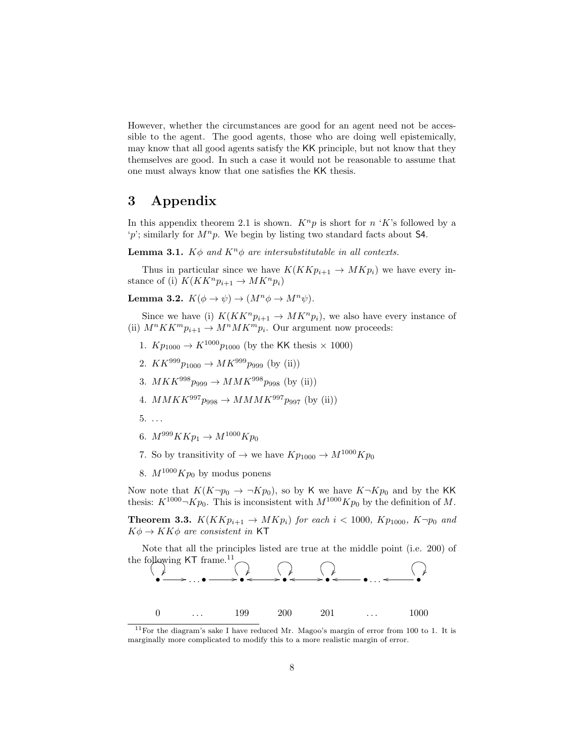However, whether the circumstances are good for an agent need not be accessible to the agent. The good agents, those who are doing well epistemically, may know that all good agents satisfy the KK principle, but not know that they themselves are good. In such a case it would not be reasonable to assume that one must always know that one satisfies the KK thesis.

# 3 Appendix

In this appendix theorem 2.1 is shown. $K^n p$ is short for $n$ '$K$'s followed by a '$p$'; similarly for $M^n p$. We begin by listing two standard facts about S4.

**Lemma 3.1.** *$K\phi$ and $K^n\phi$ are intersubstitutable in all contexts.*

Thus in particular since we have $K(KKp_{i+1} \rightarrow MKp_i)$ we have every instance of (i) $K(KK^n p_{i+1} \rightarrow MK^n p_i)$

**Lemma 3.2.** $K(\phi \rightarrow \psi) \rightarrow (M^n\phi \rightarrow M^n\psi)$.

Since we have (i) $K(KK^n p_{i+1} \rightarrow MK^n p_i)$, we also have every instance of (ii) $M^n KK^m p_{i+1} \rightarrow M^n MK^m p_i$. Our argument now proceeds:

1. $Kp_{1000} \rightarrow K^{1000} p_{1000}$ (by the KK thesis × 1000)
2. $KK^{999} p_{1000} \rightarrow MK^{999} p_{999}$ (by (ii))
3. $MKK^{998} p_{999} \rightarrow MMK^{998} p_{998}$ (by (ii))
4. $MMKK^{997} p_{998} \rightarrow MMMK^{997} p_{997}$ (by (ii))
5. ...
6. $M^{999} KKp_1 \rightarrow M^{1000} Kp_0$
7. So by transitivity of $\rightarrow$ we have $Kp_{1000} \rightarrow M^{1000} Kp_0$
8. $M^{1000} Kp_0$ by modus ponens

Now note that $K(K\neg p_0 \rightarrow \neg Kp_0)$, so by K we have $K\neg Kp_0$ and by the KK thesis: $K^{1000}\neg Kp_0$. This is inconsistent with $M^{1000} Kp_0$ by the definition of $M$.

**Theorem 3.3.** *$K(KKp_{i+1} \rightarrow MKp_i)$ for each $i < 1000$, $Kp_{1000}$, $K\neg p_0$ and $K\phi \rightarrow KK\phi$ are consistent in* KT

Note that all the principles listed are true at the middle point (i.e. 200) of the following KT frame.[11]

0 ... 199 200 201 ... 1000

[11] For the diagram's sake I have reduced Mr. Magoo's margin of error from 100 to 1. It is marginally more complicated to modify this to a more realistic margin of error.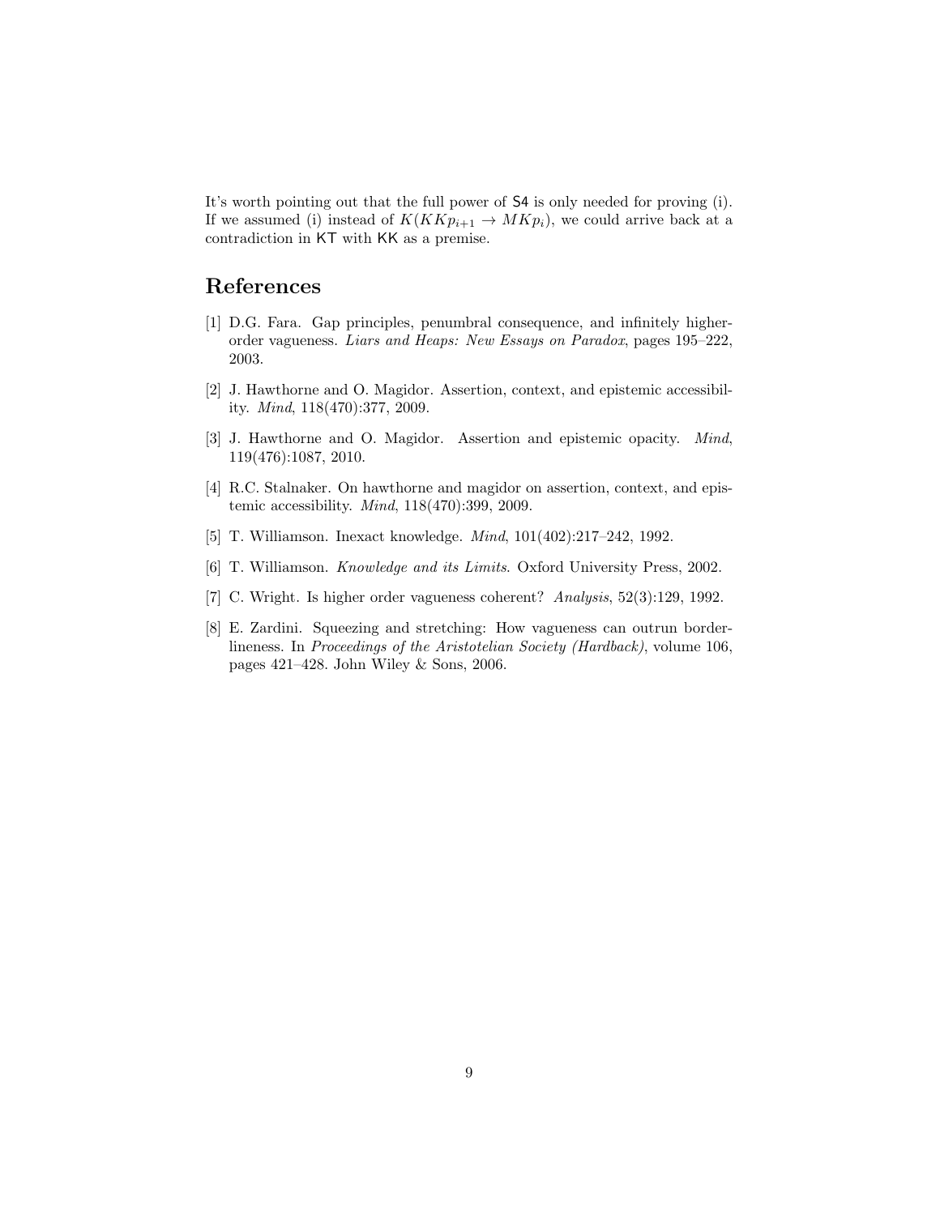It's worth pointing out that the full power of S4 is only needed for proving (i). If we assumed (i) instead of $K(KKp_{i+1} \rightarrow MKp_i)$, we could arrive back at a contradiction in KT with KK as a premise.

## References

[1] D.G. Fara. Gap principles, penumbral consequence, and infinitely higher-order vagueness. *Liars and Heaps: New Essays on Paradox*, pages 195–222, 2003.

[2] J. Hawthorne and O. Magidor. Assertion, context, and epistemic accessibility. *Mind*, 118(470):377, 2009.

[3] J. Hawthorne and O. Magidor. Assertion and epistemic opacity. *Mind*, 119(476):1087, 2010.

[4] R.C. Stalnaker. On hawthorne and magidor on assertion, context, and epistemic accessibility. *Mind*, 118(470):399, 2009.

[5] T. Williamson. Inexact knowledge. *Mind*, 101(402):217–242, 1992.

[6] T. Williamson. *Knowledge and its Limits*. Oxford University Press, 2002.

[7] C. Wright. Is higher order vagueness coherent? *Analysis*, 52(3):129, 1992.

[8] E. Zardini. Squeezing and stretching: How vagueness can outrun borderlineness. In *Proceedings of the Aristotelian Society (Hardback)*, volume 106, pages 421–428. John Wiley & Sons, 2006.